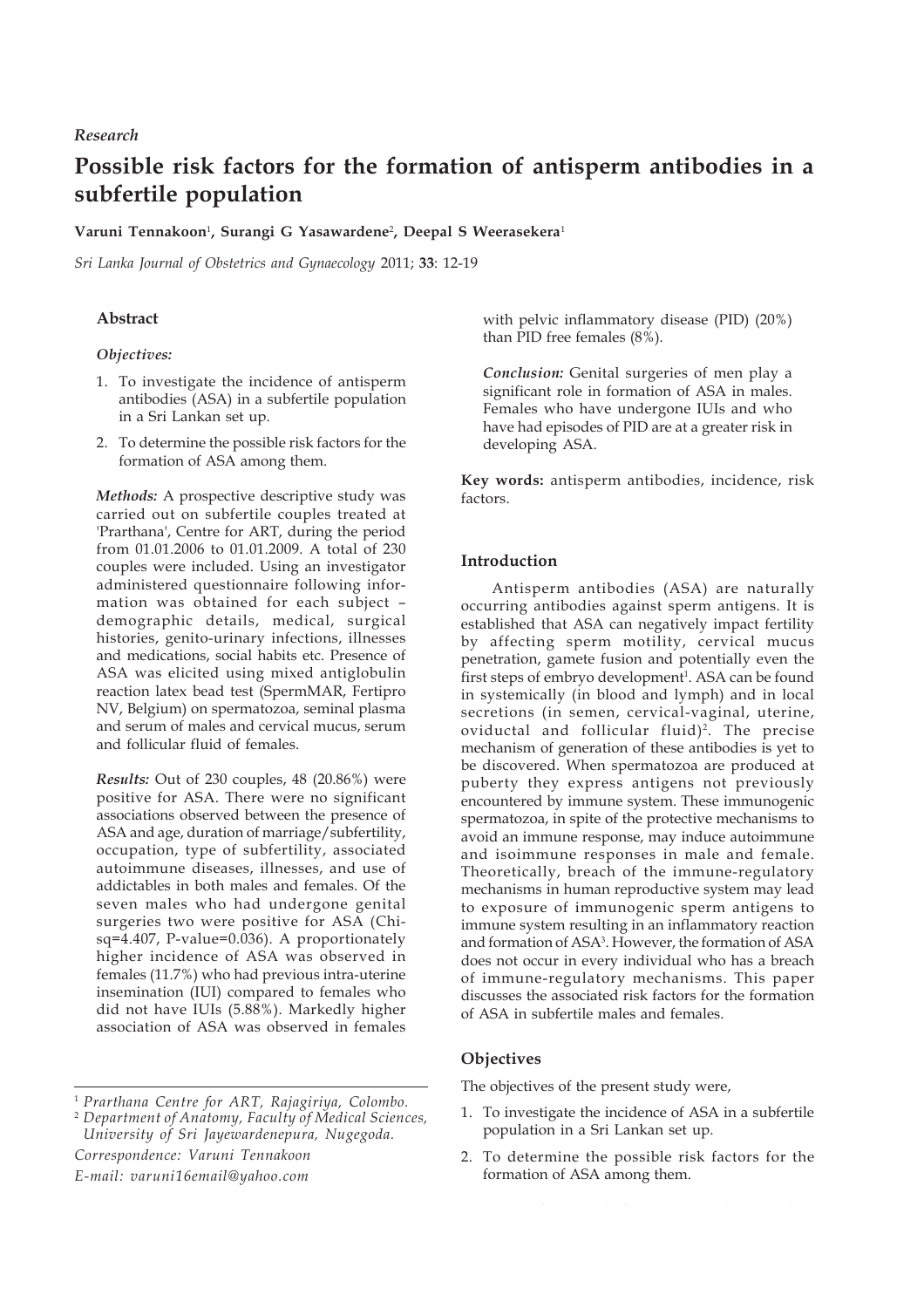*Research*

# Possible risk factors for the formation of antisperm antibodies in a subfertile population

**Varuni Tennakoon[1], Surangi G Yasawardene[2], Deepal S Weerasekera[1]**

*Sri Lanka Journal of Obstetrics and Gynaecology* 2011; **33**: 12-19

## Abstract

*Objectives:*

1. To investigate the incidence of antisperm antibodies (ASA) in a subfertile population in a Sri Lankan set up.
2. To determine the possible risk factors for the formation of ASA among them.

*Methods:* A prospective descriptive study was carried out on subfertile couples treated at 'Prarthana', Centre for ART, during the period from 01.01.2006 to 01.01.2009. A total of 230 couples were included. Using an investigator administered questionnaire following information was obtained for each subject – demographic details, medical, surgical histories, genito-urinary infections, illnesses and medications, social habits etc. Presence of ASA was elicited using mixed antiglobulin reaction latex bead test (SpermMAR, Fertipro NV, Belgium) on spermatozoa, seminal plasma and serum of males and cervical mucus, serum and follicular fluid of females.

*Results:* Out of 230 couples, 48 (20.86%) were positive for ASA. There were no significant associations observed between the presence of ASA and age, duration of marriage/subfertility, occupation, type of subfertility, associated autoimmune diseases, illnesses, and use of addictables in both males and females. Of the seven males who had undergone genital surgeries two were positive for ASA (Chi-sq=4.407, P-value=0.036). A proportionately higher incidence of ASA was observed in females (11.7%) who had previous intra-uterine insemination (IUI) compared to females who did not have IUIs (5.88%). Markedly higher association of ASA was observed in females with pelvic inflammatory disease (PID) (20%) than PID free females (8%).

*Conclusion:* Genital surgeries of men play a significant role in formation of ASA in males. Females who have undergone IUIs and who have had episodes of PID are at a greater risk in developing ASA.

**Key words:** antisperm antibodies, incidence, risk factors.

## Introduction

Antisperm antibodies (ASA) are naturally occurring antibodies against sperm antigens. It is established that ASA can negatively impact fertility by affecting sperm motility, cervical mucus penetration, gamete fusion and potentially even the first steps of embryo development[1]. ASA can be found in systemically (in blood and lymph) and in local secretions (in semen, cervical-vaginal, uterine, oviductal and follicular fluid)[2]. The precise mechanism of generation of these antibodies is yet to be discovered. When spermatozoa are produced at puberty they express antigens not previously encountered by immune system. These immunogenic spermatozoa, in spite of the protective mechanisms to avoid an immune response, may induce autoimmune and isoimmune responses in male and female. Theoretically, breach of the immune-regulatory mechanisms in human reproductive system may lead to exposure of immunogenic sperm antigens to immune system resulting in an inflammatory reaction and formation of ASA[3]. However, the formation of ASA does not occur in every individual who has a breach of immune-regulatory mechanisms. This paper discusses the associated risk factors for the formation of ASA in subfertile males and females.

## Objectives

The objectives of the present study were,

1. To investigate the incidence of ASA in a subfertile population in a Sri Lankan set up.
2. To determine the possible risk factors for the formation of ASA among them.

---

[1] *Prarthana Centre for ART, Rajagiriya, Colombo.*
[2] *Department of Anatomy, Faculty of Medical Sciences, University of Sri Jayewardenepura, Nugegoda.*

*Correspondence: Varuni Tennakoon*
*E-mail: varuni16email@yahoo.com*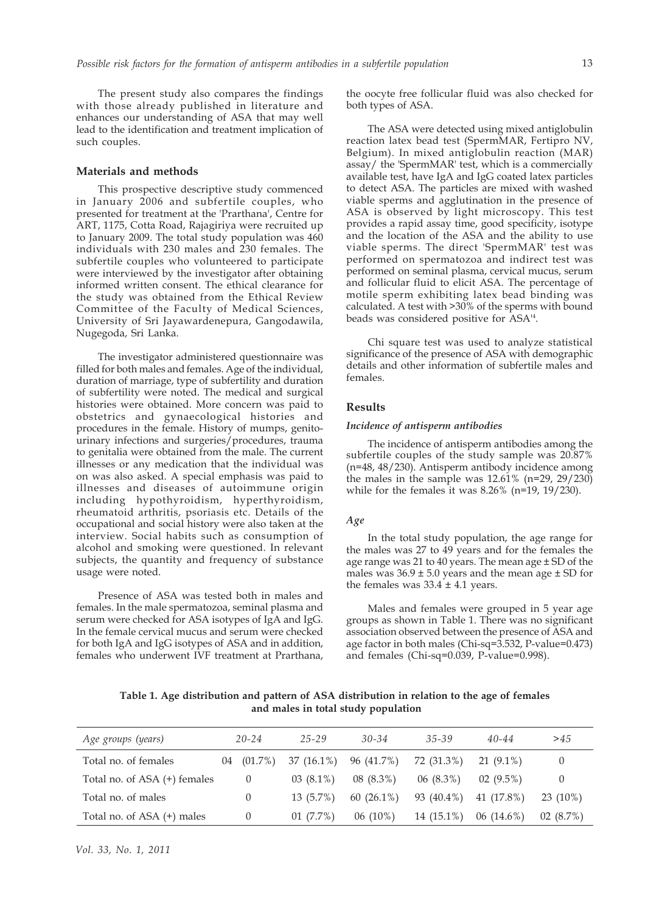The present study also compares the findings with those already published in literature and enhances our understanding of ASA that may well lead to the identification and treatment implication of such couples.

## Materials and methods

This prospective descriptive study commenced in January 2006 and subfertile couples, who presented for treatment at the 'Prarthana', Centre for ART, 1175, Cotta Road, Rajagiriya were recruited up to January 2009. The total study population was 460 individuals with 230 males and 230 females. The subfertile couples who volunteered to participate were interviewed by the investigator after obtaining informed written consent. The ethical clearance for the study was obtained from the Ethical Review Committee of the Faculty of Medical Sciences, University of Sri Jayawardenepura, Gangodawila, Nugegoda, Sri Lanka.

The investigator administered questionnaire was filled for both males and females. Age of the individual, duration of marriage, type of subfertility and duration of subfertility were noted. The medical and surgical histories were obtained. More concern was paid to obstetrics and gynaecological histories and procedures in the female. History of mumps, genito-urinary infections and surgeries/procedures, trauma to genitalia were obtained from the male. The current illnesses or any medication that the individual was on was also asked. A special emphasis was paid to illnesses and diseases of autoimmune origin including hypothyroidism, hyperthyroidism, rheumatoid arthritis, psoriasis etc. Details of the occupational and social history were also taken at the interview. Social habits such as consumption of alcohol and smoking were questioned. In relevant subjects, the quantity and frequency of substance usage were noted.

Presence of ASA was tested both in males and females. In the male spermatozoa, seminal plasma and serum were checked for ASA isotypes of IgA and IgG. In the female cervical mucus and serum were checked for both IgA and IgG isotypes of ASA and in addition, females who underwent IVF treatment at Prarthana, the oocyte free follicular fluid was also checked for both types of ASA.

The ASA were detected using mixed antiglobulin reaction latex bead test (SpermMAR, Fertipro NV, Belgium). In mixed antiglobulin reaction (MAR) assay/ the 'SpermMAR' test, which is a commercially available test, have IgA and IgG coated latex particles to detect ASA. The particles are mixed with washed viable sperms and agglutination in the presence of ASA is observed by light microscopy. This test provides a rapid assay time, good specificity, isotype and the location of the ASA and the ability to use viable sperms. The direct 'SpermMAR' test was performed on spermatozoa and indirect test was performed on seminal plasma, cervical mucus, serum and follicular fluid to elicit ASA. The percentage of motile sperm exhibiting latex bead binding was calculated. A test with >30% of the sperms with bound beads was considered positive for ASA[14].

Chi square test was used to analyze statistical significance of the presence of ASA with demographic details and other information of subfertile males and females.

## Results

### *Incidence of antisperm antibodies*

The incidence of antisperm antibodies among the subfertile couples of the study sample was 20.87% (n=48, 48/230). Antisperm antibody incidence among the males in the sample was 12.61% (n=29, 29/230) while for the females it was 8.26% (n=19, 19/230).

### *Age*

In the total study population, the age range for the males was 27 to 49 years and for the females the age range was 21 to 40 years. The mean age ± SD of the males was 36.9 ± 5.0 years and the mean age ± SD for the females was 33.4 ± 4.1 years.

Males and females were grouped in 5 year age groups as shown in Table 1. There was no significant association observed between the presence of ASA and age factor in both males (Chi-sq=3.532, P-value=0.473) and females (Chi-sq=0.039, P-value=0.998).

**Table 1. Age distribution and pattern of ASA distribution in relation to the age of females and males in total study population**

| *Age groups (years)* | *20-24* | *25-29* | *30-34* | *35-39* | *40-44* | *>45* |
|---|---|---|---|---|---|---|
| Total no. of females | 04 (01.7%) | 37 (16.1%) | 96 (41.7%) | 72 (31.3%) | 21 (9.1%) | 0 |
| Total no. of ASA (+) females | 0 | 03 (8.1%) | 08 (8.3%) | 06 (8.3%) | 02 (9.5%) | 0 |
| Total no. of males | 0 | 13 (5.7%) | 60 (26.1%) | 93 (40.4%) | 41 (17.8%) | 23 (10%) |
| Total no. of ASA (+) males | 0 | 01 (7.7%) | 06 (10%) | 14 (15.1%) | 06 (14.6%) | 02 (8.7%) |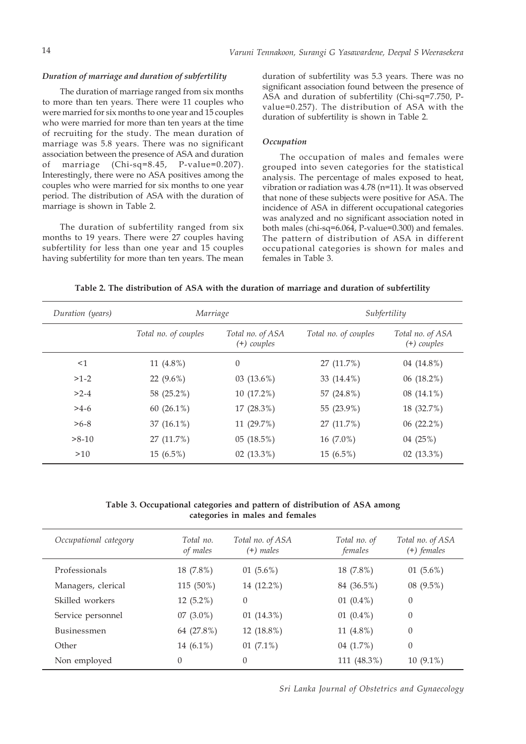### *Duration of marriage and duration of subfertility*

The duration of marriage ranged from six months to more than ten years. There were 11 couples who were married for six months to one year and 15 couples who were married for more than ten years at the time of recruiting for the study. The mean duration of marriage was 5.8 years. There was no significant association between the presence of ASA and duration of marriage (Chi-sq=8.45, P-value=0.207). Interestingly, there were no ASA positives among the couples who were married for six months to one year period. The distribution of ASA with the duration of marriage is shown in Table 2.

The duration of subfertility ranged from six months to 19 years. There were 27 couples having subfertility for less than one year and 15 couples having subfertility for more than ten years. The mean duration of subfertility was 5.3 years. There was no significant association found between the presence of ASA and duration of subfertility (Chi-sq=7.750, P-value=0.257). The distribution of ASA with the duration of subfertility is shown in Table 2.

### *Occupation*

The occupation of males and females were grouped into seven categories for the statistical analysis. The percentage of males exposed to heat, vibration or radiation was 4.78 (n=11). It was observed that none of these subjects were positive for ASA. The incidence of ASA in different occupational categories was analyzed and no significant association noted in both males (chi-sq=6.064, P-value=0.300) and females. The pattern of distribution of ASA in different occupational categories is shown for males and females in Table 3.

**Table 2. The distribution of ASA with the duration of marriage and duration of subfertility**

| *Duration (years)* | *Marriage* | | *Subfertility* | |
|---|---|---|---|---|
| | *Total no. of couples* | *Total no. of ASA (+) couples* | *Total no. of couples* | *Total no. of ASA (+) couples* |
| <1 | 11 (4.8%) | 0 | 27 (11.7%) | 04 (14.8%) |
| >1-2 | 22 (9.6%) | 03 (13.6%) | 33 (14.4%) | 06 (18.2%) |
| >2-4 | 58 (25.2%) | 10 (17.2%) | 57 (24.8%) | 08 (14.1%) |
| >4-6 | 60 (26.1%) | 17 (28.3%) | 55 (23.9%) | 18 (32.7%) |
| >6-8 | 37 (16.1%) | 11 (29.7%) | 27 (11.7%) | 06 (22.2%) |
| >8-10 | 27 (11.7%) | 05 (18.5%) | 16 (7.0%) | 04 (25%) |
| >10 | 15 (6.5%) | 02 (13.3%) | 15 (6.5%) | 02 (13.3%) |

**Table 3. Occupational categories and pattern of distribution of ASA among categories in males and females**

| *Occupational category* | *Total no. of males* | *Total no. of ASA (+) males* | *Total no. of females* | *Total no. of ASA (+) females* |
|---|---|---|---|---|
| Professionals | 18 (7.8%) | 01 (5.6%) | 18 (7.8%) | 01 (5.6%) |
| Managers, clerical | 115 (50%) | 14 (12.2%) | 84 (36.5%) | 08 (9.5%) |
| Skilled workers | 12 (5.2%) | 0 | 01 (0.4%) | 0 |
| Service personnel | 07 (3.0%) | 01 (14.3%) | 01 (0.4%) | 0 |
| Businessmen | 64 (27.8%) | 12 (18.8%) | 11 (4.8%) | 0 |
| Other | 14 (6.1%) | 01 (7.1%) | 04 (1.7%) | 0 |
| Non employed | 0 | 0 | 111 (48.3%) | 10 (9.1%) |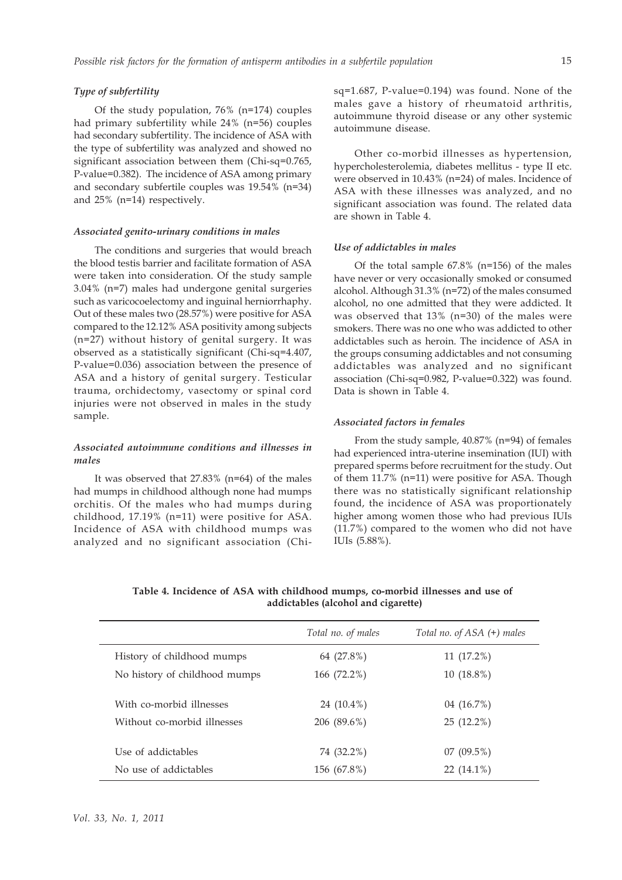### *Type of subfertility*

Of the study population, 76% (n=174) couples had primary subfertility while 24% (n=56) couples had secondary subfertility. The incidence of ASA with the type of subfertility was analyzed and showed no significant association between them (Chi-sq=0.765, P-value=0.382). The incidence of ASA among primary and secondary subfertile couples was 19.54% (n=34) and 25% (n=14) respectively.

### *Associated genito-urinary conditions in males*

The conditions and surgeries that would breach the blood testis barrier and facilitate formation of ASA were taken into consideration. Of the study sample 3.04% (n=7) males had undergone genital surgeries such as varicocoelectomy and inguinal herniorrhaphy. Out of these males two (28.57%) were positive for ASA compared to the 12.12% ASA positivity among subjects (n=27) without history of genital surgery. It was observed as a statistically significant (Chi-sq=4.407, P-value=0.036) association between the presence of ASA and a history of genital surgery. Testicular trauma, orchidectomy, vasectomy or spinal cord injuries were not observed in males in the study sample.

### *Associated autoimmune conditions and illnesses in males*

It was observed that 27.83% (n=64) of the males had mumps in childhood although none had mumps orchitis. Of the males who had mumps during childhood, 17.19% (n=11) were positive for ASA. Incidence of ASA with childhood mumps was analyzed and no significant association (Chi-sq=1.687, P-value=0.194) was found. None of the males gave a history of rheumatoid arthritis, autoimmune thyroid disease or any other systemic autoimmune disease.

Other co-morbid illnesses as hypertension, hypercholesterolemia, diabetes mellitus - type II etc. were observed in 10.43% (n=24) of males. Incidence of ASA with these illnesses was analyzed, and no significant association was found. The related data are shown in Table 4.

### *Use of addictables in males*

Of the total sample 67.8% (n=156) of the males have never or very occasionally smoked or consumed alcohol. Although 31.3% (n=72) of the males consumed alcohol, no one admitted that they were addicted. It was observed that 13% (n=30) of the males were smokers. There was no one who was addicted to other addictables such as heroin. The incidence of ASA in the groups consuming addictables and not consuming addictables was analyzed and no significant association (Chi-sq=0.982, P-value=0.322) was found. Data is shown in Table 4.

### *Associated factors in females*

From the study sample, 40.87% (n=94) of females had experienced intra-uterine insemination (IUI) with prepared sperms before recruitment for the study. Out of them 11.7% (n=11) were positive for ASA. Though there was no statistically significant relationship found, the incidence of ASA was proportionately higher among women those who had previous IUIs (11.7%) compared to the women who did not have IUIs (5.88%).

**Table 4. Incidence of ASA with childhood mumps, co-morbid illnesses and use of addictables (alcohol and cigarette)**

| | *Total no. of males* | *Total no. of ASA (+) males* |
|---|---|---|
| History of childhood mumps | 64 (27.8%) | 11 (17.2%) |
| No history of childhood mumps | 166 (72.2%) | 10 (18.8%) |
| With co-morbid illnesses | 24 (10.4%) | 04 (16.7%) |
| Without co-morbid illnesses | 206 (89.6%) | 25 (12.2%) |
| Use of addictables | 74 (32.2%) | 07 (09.5%) |
| No use of addictables | 156 (67.8%) | 22 (14.1%) |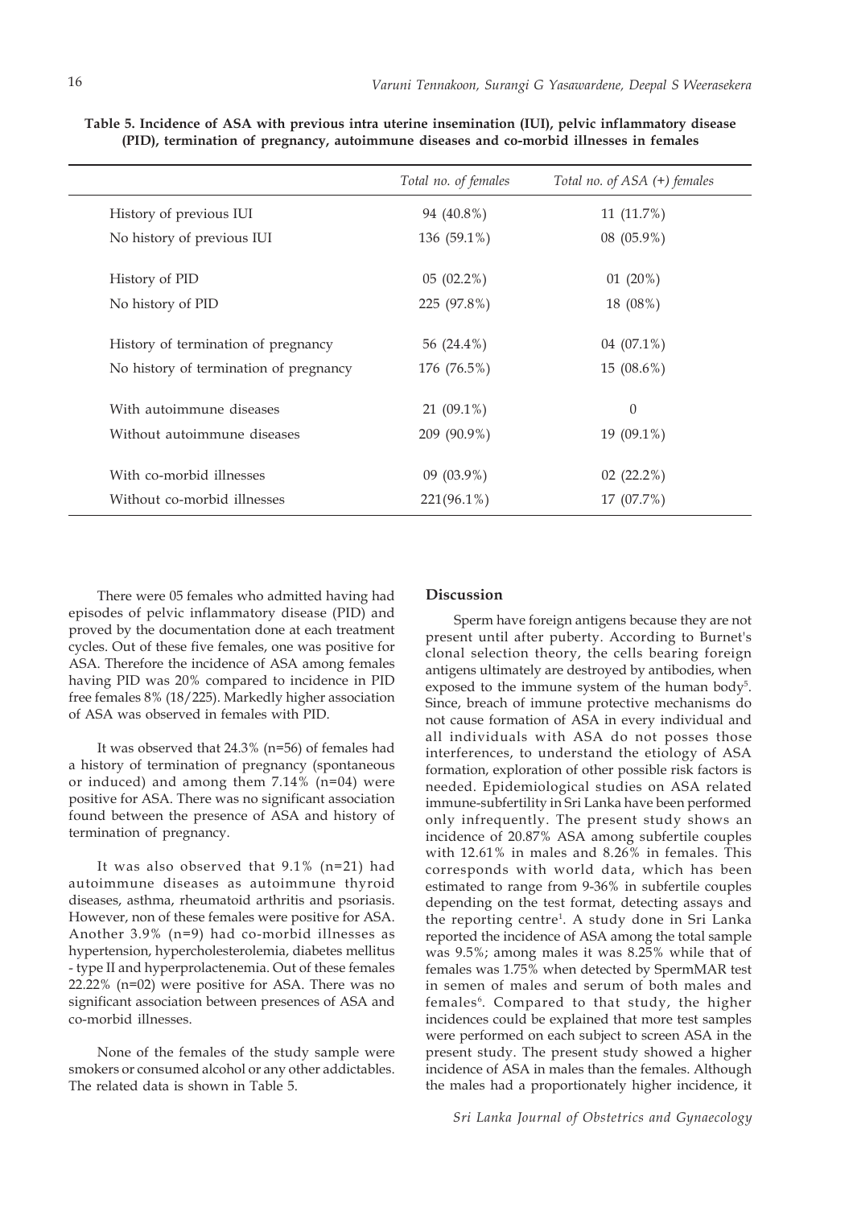**Table 5. Incidence of ASA with previous intra uterine insemination (IUI), pelvic inflammatory disease (PID), termination of pregnancy, autoimmune diseases and co-morbid illnesses in females**

| | *Total no. of females* | *Total no. of ASA (+) females* |
|---|---|---|
| History of previous IUI | 94 (40.8%) | 11 (11.7%) |
| No history of previous IUI | 136 (59.1%) | 08 (05.9%) |
| History of PID | 05 (02.2%) | 01 (20%) |
| No history of PID | 225 (97.8%) | 18 (08%) |
| History of termination of pregnancy | 56 (24.4%) | 04 (07.1%) |
| No history of termination of pregnancy | 176 (76.5%) | 15 (08.6%) |
| With autoimmune diseases | 21 (09.1%) | 0 |
| Without autoimmune diseases | 209 (90.9%) | 19 (09.1%) |
| With co-morbid illnesses | 09 (03.9%) | 02 (22.2%) |
| Without co-morbid illnesses | 221(96.1%) | 17 (07.7%) |

There were 05 females who admitted having had episodes of pelvic inflammatory disease (PID) and proved by the documentation done at each treatment cycles. Out of these five females, one was positive for ASA. Therefore the incidence of ASA among females having PID was 20% compared to incidence in PID free females 8% (18/225). Markedly higher association of ASA was observed in females with PID.

It was observed that 24.3% (n=56) of females had a history of termination of pregnancy (spontaneous or induced) and among them 7.14% (n=04) were positive for ASA. There was no significant association found between the presence of ASA and history of termination of pregnancy.

It was also observed that 9.1% (n=21) had autoimmune diseases as autoimmune thyroid diseases, asthma, rheumatoid arthritis and psoriasis. However, non of these females were positive for ASA. Another 3.9% (n=9) had co-morbid illnesses as hypertension, hypercholesterolemia, diabetes mellitus - type II and hyperprolactenemia. Out of these females 22.22% (n=02) were positive for ASA. There was no significant association between presences of ASA and co-morbid illnesses.

None of the females of the study sample were smokers or consumed alcohol or any other addictables. The related data is shown in Table 5.

## Discussion

Sperm have foreign antigens because they are not present until after puberty. According to Burnet's clonal selection theory, the cells bearing foreign antigens ultimately are destroyed by antibodies, when exposed to the immune system of the human body[5]. Since, breach of immune protective mechanisms do not cause formation of ASA in every individual and all individuals with ASA do not posses those interferences, to understand the etiology of ASA formation, exploration of other possible risk factors is needed. Epidemiological studies on ASA related immune-subfertility in Sri Lanka have been performed only infrequently. The present study shows an incidence of 20.87% ASA among subfertile couples with 12.61% in males and 8.26% in females. This corresponds with world data, which has been estimated to range from 9-36% in subfertile couples depending on the test format, detecting assays and the reporting centre[1]. A study done in Sri Lanka reported the incidence of ASA among the total sample was 9.5%; among males it was 8.25% while that of females was 1.75% when detected by SpermMAR test in semen of males and serum of both males and females[6]. Compared to that study, the higher incidences could be explained that more test samples were performed on each subject to screen ASA in the present study. The present study showed a higher incidence of ASA in males than the females. Although the males had a proportionately higher incidence, it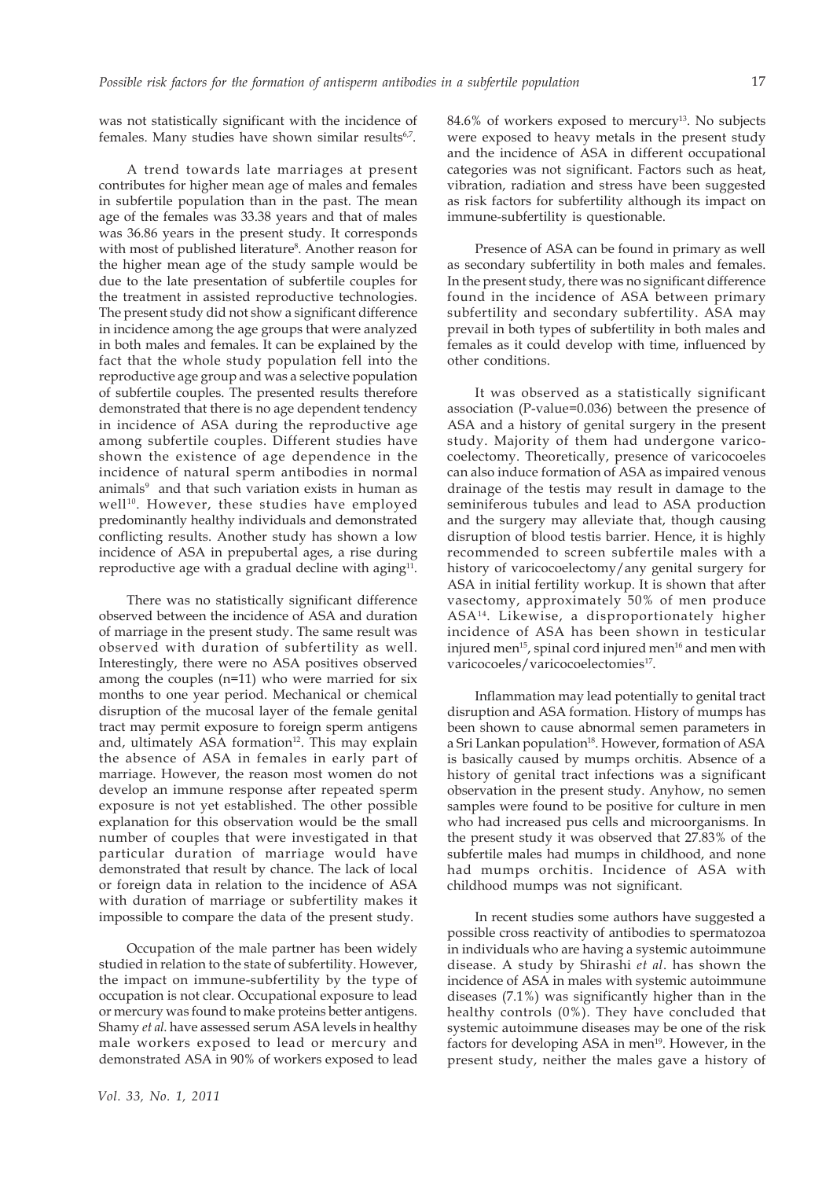was not statistically significant with the incidence of females. Many studies have shown similar results[6,7].

A trend towards late marriages at present contributes for higher mean age of males and females in subfertile population than in the past. The mean age of the females was 33.38 years and that of males was 36.86 years in the present study. It corresponds with most of published literature[8]. Another reason for the higher mean age of the study sample would be due to the late presentation of subfertile couples for the treatment in assisted reproductive technologies. The present study did not show a significant difference in incidence among the age groups that were analyzed in both males and females. It can be explained by the fact that the whole study population fell into the reproductive age group and was a selective population of subfertile couples. The presented results therefore demonstrated that there is no age dependent tendency in incidence of ASA during the reproductive age among subfertile couples. Different studies have shown the existence of age dependence in the incidence of natural sperm antibodies in normal animals[9] and that such variation exists in human as well[10]. However, these studies have employed predominantly healthy individuals and demonstrated conflicting results. Another study has shown a low incidence of ASA in prepubertal ages, a rise during reproductive age with a gradual decline with aging[11].

There was no statistically significant difference observed between the incidence of ASA and duration of marriage in the present study. The same result was observed with duration of subfertility as well. Interestingly, there were no ASA positives observed among the couples (n=11) who were married for six months to one year period. Mechanical or chemical disruption of the mucosal layer of the female genital tract may permit exposure to foreign sperm antigens and, ultimately ASA formation[12]. This may explain the absence of ASA in females in early part of marriage. However, the reason most women do not develop an immune response after repeated sperm exposure is not yet established. The other possible explanation for this observation would be the small number of couples that were investigated in that particular duration of marriage would have demonstrated that result by chance. The lack of local or foreign data in relation to the incidence of ASA with duration of marriage or subfertility makes it impossible to compare the data of the present study.

Occupation of the male partner has been widely studied in relation to the state of subfertility. However, the impact on immune-subfertility by the type of occupation is not clear. Occupational exposure to lead or mercury was found to make proteins better antigens. Shamy *et al.* have assessed serum ASA levels in healthy male workers exposed to lead or mercury and demonstrated ASA in 90% of workers exposed to lead 84.6% of workers exposed to mercury[13]. No subjects were exposed to heavy metals in the present study and the incidence of ASA in different occupational categories was not significant. Factors such as heat, vibration, radiation and stress have been suggested as risk factors for subfertility although its impact on immune-subfertility is questionable.

Presence of ASA can be found in primary as well as secondary subfertility in both males and females. In the present study, there was no significant difference found in the incidence of ASA between primary subfertility and secondary subfertility. ASA may prevail in both types of subfertility in both males and females as it could develop with time, influenced by other conditions.

It was observed as a statistically significant association (P-value=0.036) between the presence of ASA and a history of genital surgery in the present study. Majority of them had undergone varicocoelectomy. Theoretically, presence of varicocoeles can also induce formation of ASA as impaired venous drainage of the testis may result in damage to the seminiferous tubules and lead to ASA production and the surgery may alleviate that, though causing disruption of blood testis barrier. Hence, it is highly recommended to screen subfertile males with a history of varicocoelectomy/any genital surgery for ASA in initial fertility workup. It is shown that after vasectomy, approximately 50% of men produce ASA[14]. Likewise, a disproportionately higher incidence of ASA has been shown in testicular injured men[15], spinal cord injured men[16] and men with varicocoeles/varicocoelectomies[17].

Inflammation may lead potentially to genital tract disruption and ASA formation. History of mumps has been shown to cause abnormal semen parameters in a Sri Lankan population[18]. However, formation of ASA is basically caused by mumps orchitis. Absence of a history of genital tract infections was a significant observation in the present study. Anyhow, no semen samples were found to be positive for culture in men who had increased pus cells and microorganisms. In the present study it was observed that 27.83% of the subfertile males had mumps in childhood, and none had mumps orchitis. Incidence of ASA with childhood mumps was not significant.

In recent studies some authors have suggested a possible cross reactivity of antibodies to spermatozoa in individuals who are having a systemic autoimmune disease. A study by Shirashi *et al*. has shown the incidence of ASA in males with systemic autoimmune diseases (7.1%) was significantly higher than in the healthy controls (0%). They have concluded that systemic autoimmune diseases may be one of the risk factors for developing ASA in men[19]. However, in the present study, neither the males gave a history of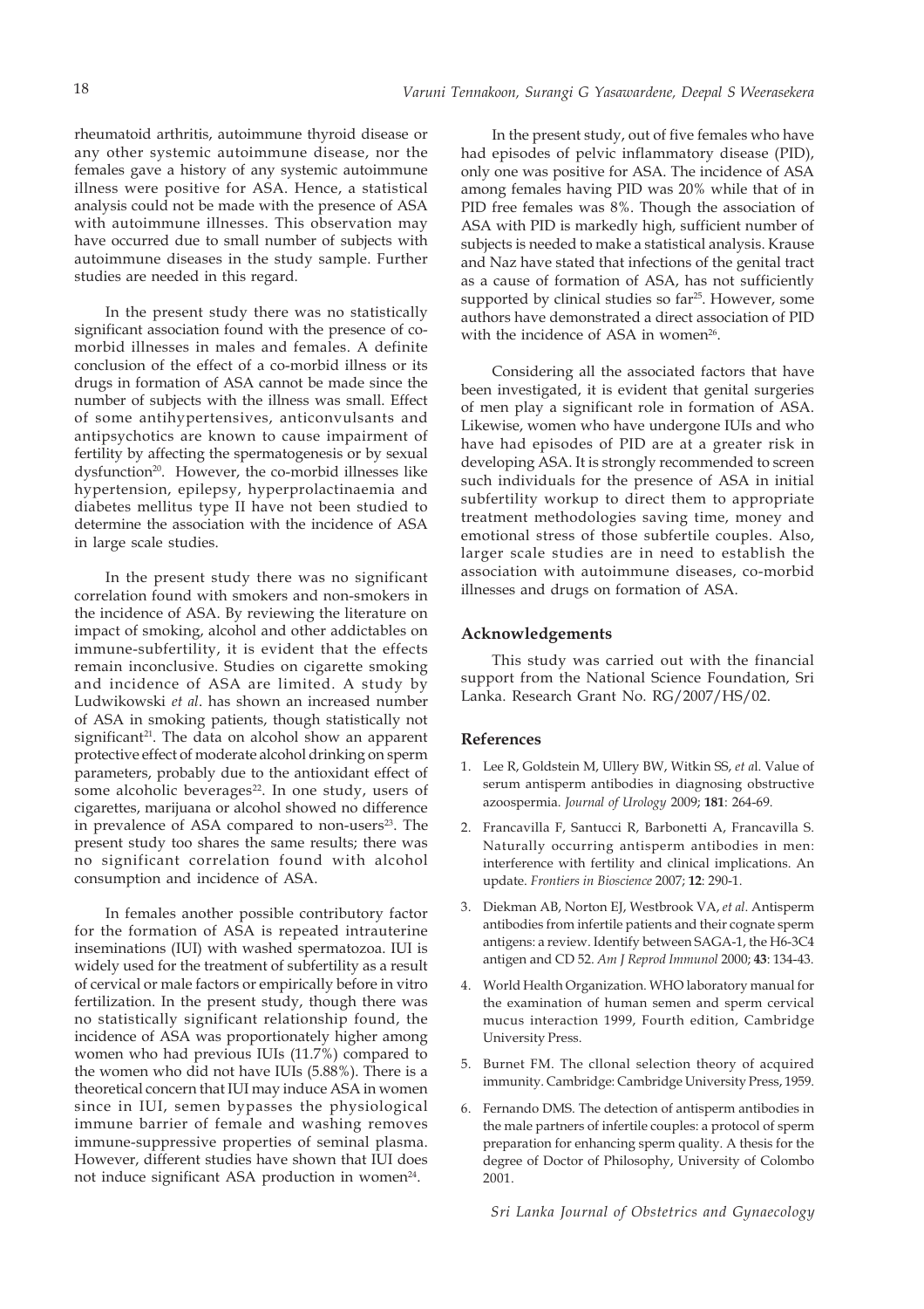rheumatoid arthritis, autoimmune thyroid disease or any other systemic autoimmune disease, nor the females gave a history of any systemic autoimmune illness were positive for ASA. Hence, a statistical analysis could not be made with the presence of ASA with autoimmune illnesses. This observation may have occurred due to small number of subjects with autoimmune diseases in the study sample. Further studies are needed in this regard.

In the present study there was no statistically significant association found with the presence of co-morbid illnesses in males and females. A definite conclusion of the effect of a co-morbid illness or its drugs in formation of ASA cannot be made since the number of subjects with the illness was small. Effect of some antihypertensives, anticonvulsants and antipsychotics are known to cause impairment of fertility by affecting the spermatogenesis or by sexual dysfunction[20]. However, the co-morbid illnesses like hypertension, epilepsy, hyperprolactinaemia and diabetes mellitus type II have not been studied to determine the association with the incidence of ASA in large scale studies.

In the present study there was no significant correlation found with smokers and non-smokers in the incidence of ASA. By reviewing the literature on impact of smoking, alcohol and other addictables on immune-subfertility, it is evident that the effects remain inconclusive. Studies on cigarette smoking and incidence of ASA are limited. A study by Ludwikowski *et al*. has shown an increased number of ASA in smoking patients, though statistically not significant[21]. The data on alcohol show an apparent protective effect of moderate alcohol drinking on sperm parameters, probably due to the antioxidant effect of some alcoholic beverages[22]. In one study, users of cigarettes, marijuana or alcohol showed no difference in prevalence of ASA compared to non-users[23]. The present study too shares the same results; there was no significant correlation found with alcohol consumption and incidence of ASA.

In females another possible contributory factor for the formation of ASA is repeated intrauterine inseminations (IUI) with washed spermatozoa. IUI is widely used for the treatment of subfertility as a result of cervical or male factors or empirically before in vitro fertilization. In the present study, though there was no statistically significant relationship found, the incidence of ASA was proportionately higher among women who had previous IUIs (11.7%) compared to the women who did not have IUIs (5.88%). There is a theoretical concern that IUI may induce ASA in women since in IUI, semen bypasses the physiological immune barrier of female and washing removes immune-suppressive properties of seminal plasma. However, different studies have shown that IUI does not induce significant ASA production in women[24].

In the present study, out of five females who have had episodes of pelvic inflammatory disease (PID), only one was positive for ASA. The incidence of ASA among females having PID was 20% while that of in PID free females was 8%. Though the association of ASA with PID is markedly high, sufficient number of subjects is needed to make a statistical analysis. Krause and Naz have stated that infections of the genital tract as a cause of formation of ASA, has not sufficiently supported by clinical studies so far[25]. However, some authors have demonstrated a direct association of PID with the incidence of ASA in women[26].

Considering all the associated factors that have been investigated, it is evident that genital surgeries of men play a significant role in formation of ASA. Likewise, women who have undergone IUIs and who have had episodes of PID are at a greater risk in developing ASA. It is strongly recommended to screen such individuals for the presence of ASA in initial subfertility workup to direct them to appropriate treatment methodologies saving time, money and emotional stress of those subfertile couples. Also, larger scale studies are in need to establish the association with autoimmune diseases, co-morbid illnesses and drugs on formation of ASA.

## Acknowledgements

This study was carried out with the financial support from the National Science Foundation, Sri Lanka. Research Grant No. RG/2007/HS/02.

## References

1. Lee R, Goldstein M, Ullery BW, Witkin SS, *et a*l. Value of serum antisperm antibodies in diagnosing obstructive azoospermia. *Journal of Urology* 2009; **181**: 264-69.
2. Francavilla F, Santucci R, Barbonetti A, Francavilla S. Naturally occurring antisperm antibodies in men: interference with fertility and clinical implications. An update. *Frontiers in Bioscience* 2007; **12**: 290-1.
3. Diekman AB, Norton EJ, Westbrook VA, *et al*. Antisperm antibodies from infertile patients and their cognate sperm antigens: a review. Identify between SAGA-1, the H6-3C4 antigen and CD 52. *Am J Reprod Immunol* 2000; **43**: 134-43.
4. World Health Organization. WHO laboratory manual for the examination of human semen and sperm cervical mucus interaction 1999, Fourth edition, Cambridge University Press.
5. Burnet FM. The cllonal selection theory of acquired immunity. Cambridge: Cambridge University Press, 1959.
6. Fernando DMS. The detection of antisperm antibodies in the male partners of infertile couples: a protocol of sperm preparation for enhancing sperm quality. A thesis for the degree of Doctor of Philosophy, University of Colombo 2001.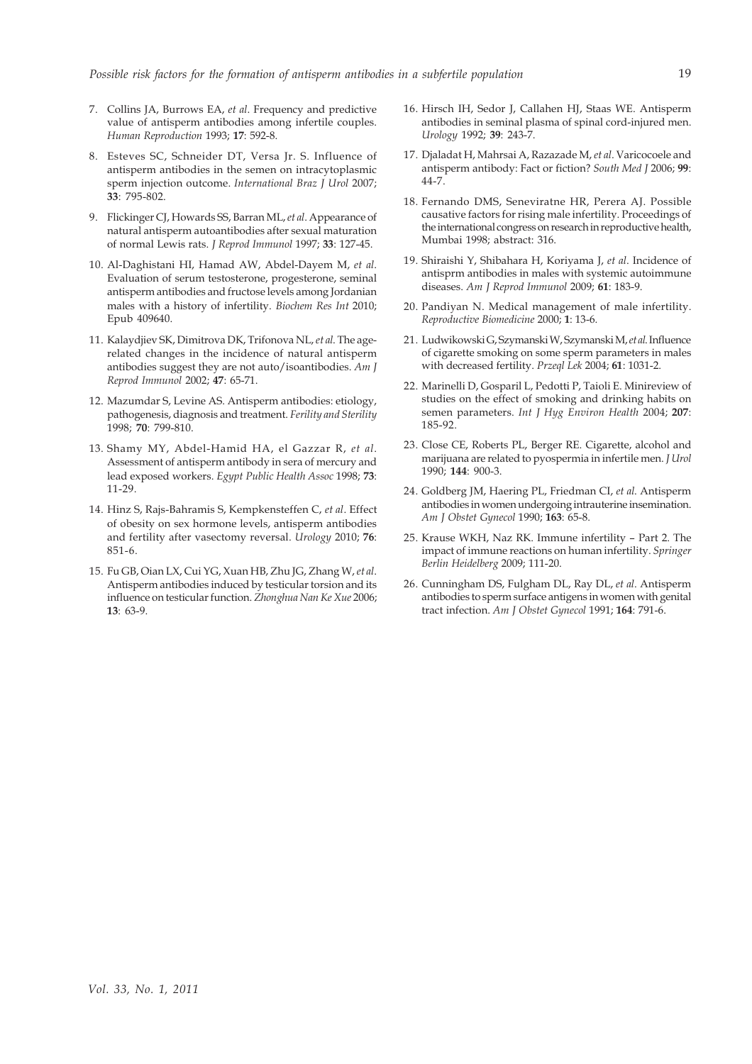7. Collins JA, Burrows EA, *et al*. Frequency and predictive value of antisperm antibodies among infertile couples. *Human Reproduction* 1993; **17**: 592-8.

8. Esteves SC, Schneider DT, Versa Jr. S. Influence of antisperm antibodies in the semen on intracytoplasmic sperm injection outcome. *International Braz J Urol* 2007; **33**: 795-802.

9. Flickinger CJ, Howards SS, Barran ML, *et al*. Appearance of natural antisperm autoantibodies after sexual maturation of normal Lewis rats. *J Reprod Immunol* 1997; **33**: 127-45.

10. Al-Daghistani HI, Hamad AW, Abdel-Dayem M, *et al*. Evaluation of serum testosterone, progesterone, seminal antisperm antibodies and fructose levels among Jordanian males with a history of infertility. *Biochem Res Int* 2010; Epub 409640.

11. Kalaydjiev SK, Dimitrova DK, Trifonova NL, *et al.* The age-related changes in the incidence of natural antisperm antibodies suggest they are not auto/isoantibodies. *Am J Reprod Immunol* 2002; **47**: 65-71.

12. Mazumdar S, Levine AS. Antisperm antibodies: etiology, pathogenesis, diagnosis and treatment. *Ferility and Sterility* 1998; **70**: 799-810.

13. Shamy MY, Abdel-Hamid HA, el Gazzar R, *et al*. Assessment of antisperm antibody in sera of mercury and lead exposed workers. *Egypt Public Health Assoc* 1998; **73**: 11-29.

14. Hinz S, Rajs-Bahramis S, Kempkensteffen C, *et al*. Effect of obesity on sex hormone levels, antisperm antibodies and fertility after vasectomy reversal. *Urology* 2010; **76**: 851-6.

15. Fu GB, Oian LX, Cui YG, Xuan HB, Zhu JG, Zhang W, *et al*. Antisperm antibodies induced by testicular torsion and its influence on testicular function. *Zhonghua Nan Ke Xue* 2006; **13**: 63-9.

16. Hirsch IH, Sedor J, Callahen HJ, Staas WE. Antisperm antibodies in seminal plasma of spinal cord-injured men. *Urology* 1992; **39**: 243-7.

17. Djaladat H, Mahrsai A, Razazade M, *et al*. Varicocoele and antisperm antibody: Fact or fiction? *South Med J* 2006; **99**: 44-7.

18. Fernando DMS, Seneviratne HR, Perera AJ. Possible causative factors for rising male infertility. Proceedings of the international congress on research in reproductive health, Mumbai 1998; abstract: 316.

19. Shiraishi Y, Shibahara H, Koriyama J, *et al*. Incidence of antisprm antibodies in males with systemic autoimmune diseases. *Am J Reprod Immunol* 2009; **61**: 183-9.

20. Pandiyan N. Medical management of male infertility. *Reproductive Biomedicine* 2000; **1**: 13-6.

21. Ludwikowski G, Szymanski W, Szymanski M, *et al.* Influence of cigarette smoking on some sperm parameters in males with decreased fertility. *Przeql Lek* 2004; **61**: 1031-2.

22. Marinelli D, Gosparil L, Pedotti P, Taioli E. Minireview of studies on the effect of smoking and drinking habits on semen parameters. *Int J Hyg Environ Health* 2004; **207**: 185-92.

23. Close CE, Roberts PL, Berger RE. Cigarette, alcohol and marijuana are related to pyospermia in infertile men. *J Urol* 1990; **144**: 900-3.

24. Goldberg JM, Haering PL, Friedman CI, *et al*. Antisperm antibodies in women undergoing intrauterine insemination. *Am J Obstet Gynecol* 1990; **163**: 65-8.

25. Krause WKH, Naz RK. Immune infertility – Part 2. The impact of immune reactions on human infertility. *Springer Berlin Heidelberg* 2009; 111-20.

26. Cunningham DS, Fulgham DL, Ray DL, *et al*. Antisperm antibodies to sperm surface antigens in women with genital tract infection. *Am J Obstet Gynecol* 1991; **164**: 791-6.